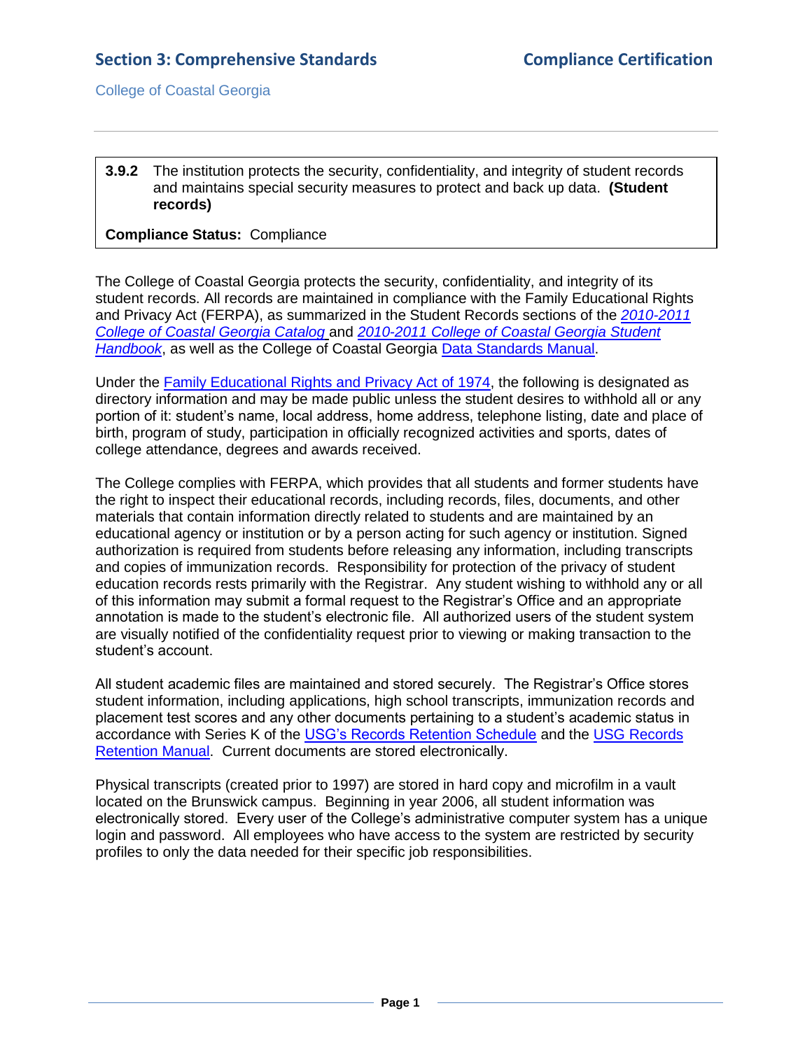## Section 3: Comprehensive Standards — Compliance Certification

College of Coastal Georgia

---

**3.9.2** The institution protects the security, confidentiality, and integrity of student records and maintains special security measures to protect and back up data. **(Student records)**

**Compliance Status:** Compliance

---

The College of Coastal Georgia protects the security, confidentiality, and integrity of its student records. All records are maintained in compliance with the Family Educational Rights and Privacy Act (FERPA), as summarized in the Student Records sections of the *2010-2011 College of Coastal Georgia Catalog* and *2010-2011 College of Coastal Georgia Student Handbook*, as well as the College of Coastal Georgia Data Standards Manual.

Under the Family Educational Rights and Privacy Act of 1974, the following is designated as directory information and may be made public unless the student desires to withhold all or any portion of it: student's name, local address, home address, telephone listing, date and place of birth, program of study, participation in officially recognized activities and sports, dates of college attendance, degrees and awards received.

The College complies with FERPA, which provides that all students and former students have the right to inspect their educational records, including records, files, documents, and other materials that contain information directly related to students and are maintained by an educational agency or institution or by a person acting for such agency or institution. Signed authorization is required from students before releasing any information, including transcripts and copies of immunization records. Responsibility for protection of the privacy of student education records rests primarily with the Registrar. Any student wishing to withhold any or all of this information may submit a formal request to the Registrar's Office and an appropriate annotation is made to the student's electronic file. All authorized users of the student system are visually notified of the confidentiality request prior to viewing or making transaction to the student's account.

All student academic files are maintained and stored securely. The Registrar's Office stores student information, including applications, high school transcripts, immunization records and placement test scores and any other documents pertaining to a student's academic status in accordance with Series K of the USG's Records Retention Schedule and the USG Records Retention Manual. Current documents are stored electronically.

Physical transcripts (created prior to 1997) are stored in hard copy and microfilm in a vault located on the Brunswick campus. Beginning in year 2006, all student information was electronically stored. Every user of the College's administrative computer system has a unique login and password. All employees who have access to the system are restricted by security profiles to only the data needed for their specific job responsibilities.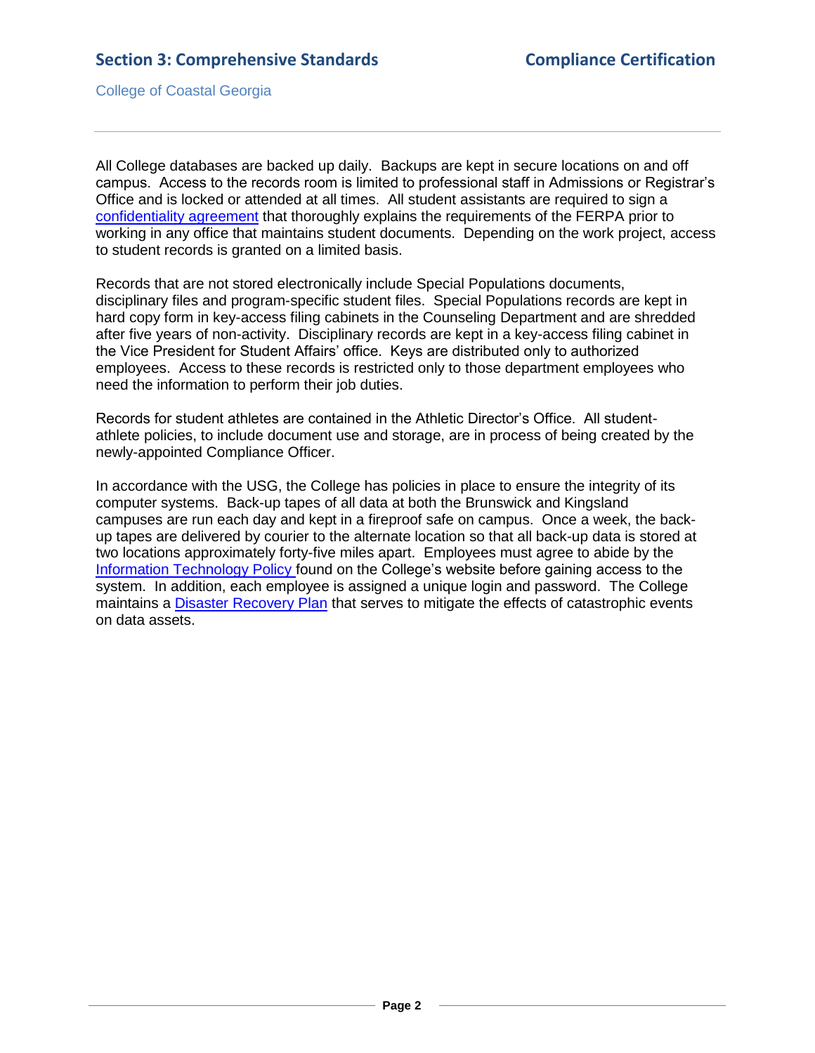All College databases are backed up daily. Backups are kept in secure locations on and off campus. Access to the records room is limited to professional staff in Admissions or Registrar's Office and is locked or attended at all times. All student assistants are required to sign a confidentiality agreement that thoroughly explains the requirements of the FERPA prior to working in any office that maintains student documents. Depending on the work project, access to student records is granted on a limited basis.

Records that are not stored electronically include Special Populations documents, disciplinary files and program-specific student files. Special Populations records are kept in hard copy form in key-access filing cabinets in the Counseling Department and are shredded after five years of non-activity. Disciplinary records are kept in a key-access filing cabinet in the Vice President for Student Affairs' office. Keys are distributed only to authorized employees. Access to these records is restricted only to those department employees who need the information to perform their job duties.

Records for student athletes are contained in the Athletic Director's Office. All student-athlete policies, to include document use and storage, are in process of being created by the newly-appointed Compliance Officer.

In accordance with the USG, the College has policies in place to ensure the integrity of its computer systems. Back-up tapes of all data at both the Brunswick and Kingsland campuses are run each day and kept in a fireproof safe on campus. Once a week, the back-up tapes are delivered by courier to the alternate location so that all back-up data is stored at two locations approximately forty-five miles apart. Employees must agree to abide by the Information Technology Policy found on the College's website before gaining access to the system. In addition, each employee is assigned a unique login and password. The College maintains a Disaster Recovery Plan that serves to mitigate the effects of catastrophic events on data assets.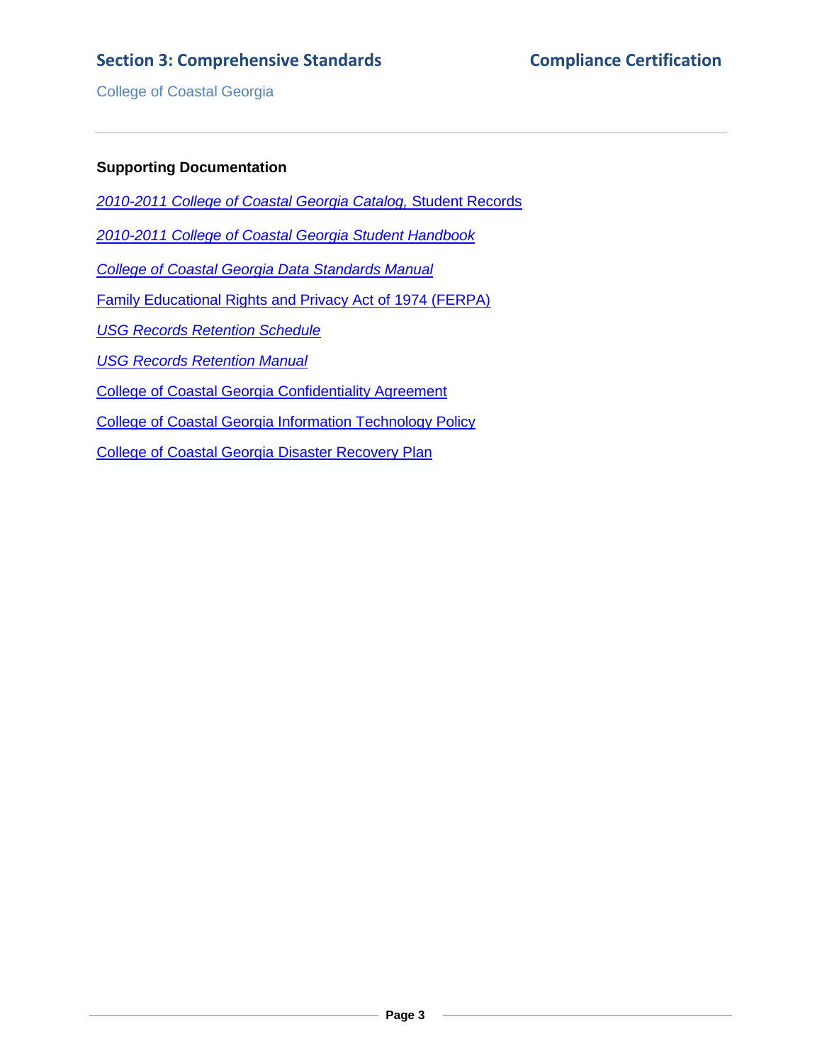**Supporting Documentation**

*2010-2011 College of Coastal Georgia Catalog,* Student Records

*2010-2011 College of Coastal Georgia Student Handbook*

*College of Coastal Georgia Data Standards Manual*

Family Educational Rights and Privacy Act of 1974 (FERPA)

*USG Records Retention Schedule*

*USG Records Retention Manual*

College of Coastal Georgia Confidentiality Agreement

College of Coastal Georgia Information Technology Policy

College of Coastal Georgia Disaster Recovery Plan